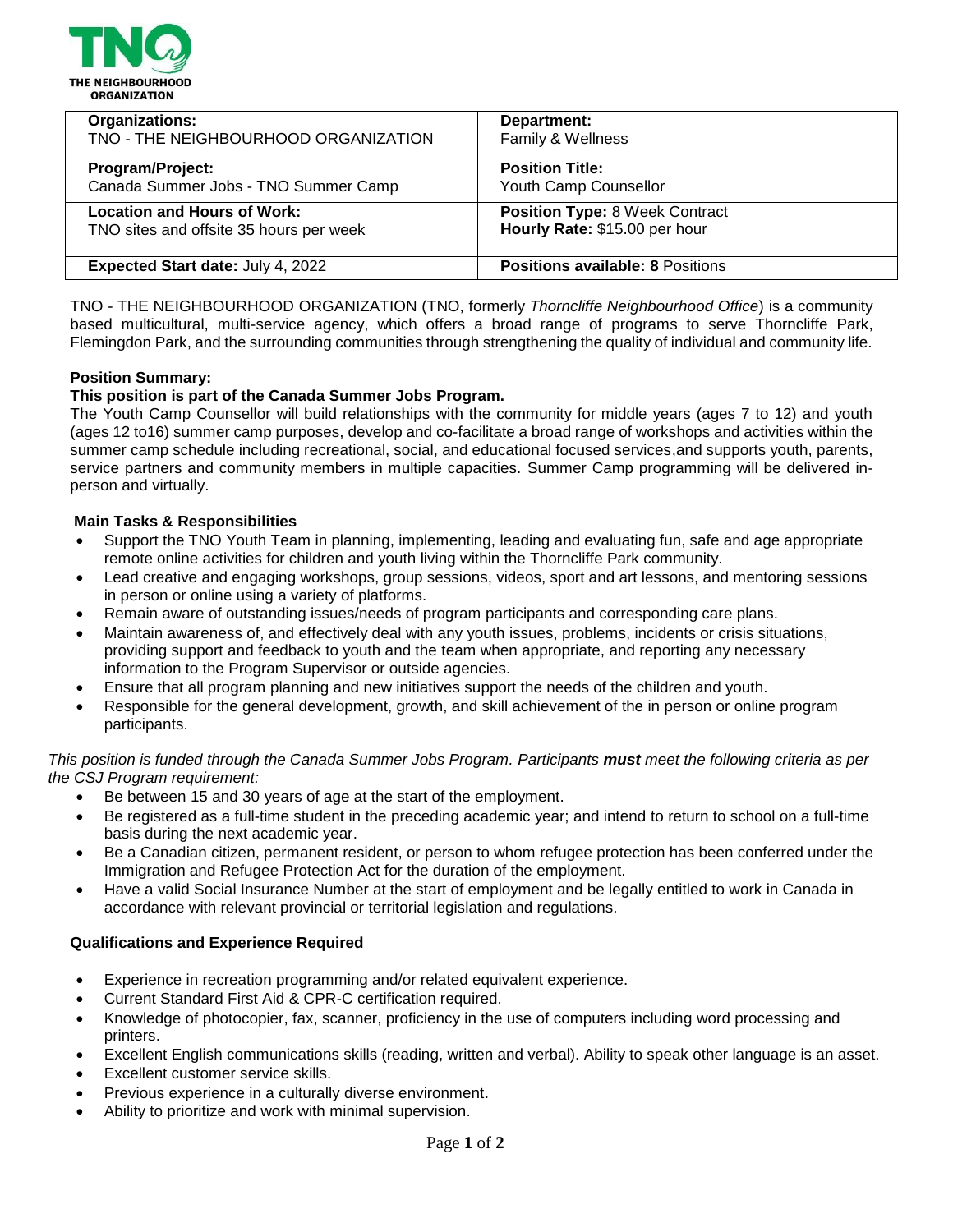THE NEIGHBOURHOOD ORGANIZATION

| **Organizations:** TNO - THE NEIGHBOURHOOD ORGANIZATION | **Department:** Family & Wellness |
|---|---|
| **Program/Project:** Canada Summer Jobs - TNO Summer Camp | **Position Title:** Youth Camp Counsellor |
| **Location and Hours of Work:** TNO sites and offsite 35 hours per week | **Position Type:** 8 Week Contract **Hourly Rate:** $15.00 per hour |
| **Expected Start date:** July 4, 2022 | **Positions available: 8** Positions |

TNO - THE NEIGHBOURHOOD ORGANIZATION (TNO, formerly *Thorncliffe Neighbourhood Office*) is a community based multicultural, multi-service agency, which offers a broad range of programs to serve Thorncliffe Park, Flemingdon Park, and the surrounding communities through strengthening the quality of individual and community life.

**Position Summary:**

**This position is part of the Canada Summer Jobs Program.**

The Youth Camp Counsellor will build relationships with the community for middle years (ages 7 to 12) and youth (ages 12 to16) summer camp purposes, develop and co-facilitate a broad range of workshops and activities within the summer camp schedule including recreational, social, and educational focused services,and supports youth, parents, service partners and community members in multiple capacities. Summer Camp programming will be delivered in-person and virtually.

**Main Tasks & Responsibilities**

- Support the TNO Youth Team in planning, implementing, leading and evaluating fun, safe and age appropriate remote online activities for children and youth living within the Thorncliffe Park community.
- Lead creative and engaging workshops, group sessions, videos, sport and art lessons, and mentoring sessions in person or online using a variety of platforms.
- Remain aware of outstanding issues/needs of program participants and corresponding care plans.
- Maintain awareness of, and effectively deal with any youth issues, problems, incidents or crisis situations, providing support and feedback to youth and the team when appropriate, and reporting any necessary information to the Program Supervisor or outside agencies.
- Ensure that all program planning and new initiatives support the needs of the children and youth.
- Responsible for the general development, growth, and skill achievement of the in person or online program participants.

*This position is funded through the Canada Summer Jobs Program. Participants* ***must*** *meet the following criteria as per the CSJ Program requirement:*

- Be between 15 and 30 years of age at the start of the employment.
- Be registered as a full-time student in the preceding academic year; and intend to return to school on a full-time basis during the next academic year.
- Be a Canadian citizen, permanent resident, or person to whom refugee protection has been conferred under the Immigration and Refugee Protection Act for the duration of the employment.
- Have a valid Social Insurance Number at the start of employment and be legally entitled to work in Canada in accordance with relevant provincial or territorial legislation and regulations.

**Qualifications and Experience Required**

- Experience in recreation programming and/or related equivalent experience.
- Current Standard First Aid & CPR-C certification required.
- Knowledge of photocopier, fax, scanner, proficiency in the use of computers including word processing and printers.
- Excellent English communications skills (reading, written and verbal). Ability to speak other language is an asset.
- Excellent customer service skills.
- Previous experience in a culturally diverse environment.
- Ability to prioritize and work with minimal supervision.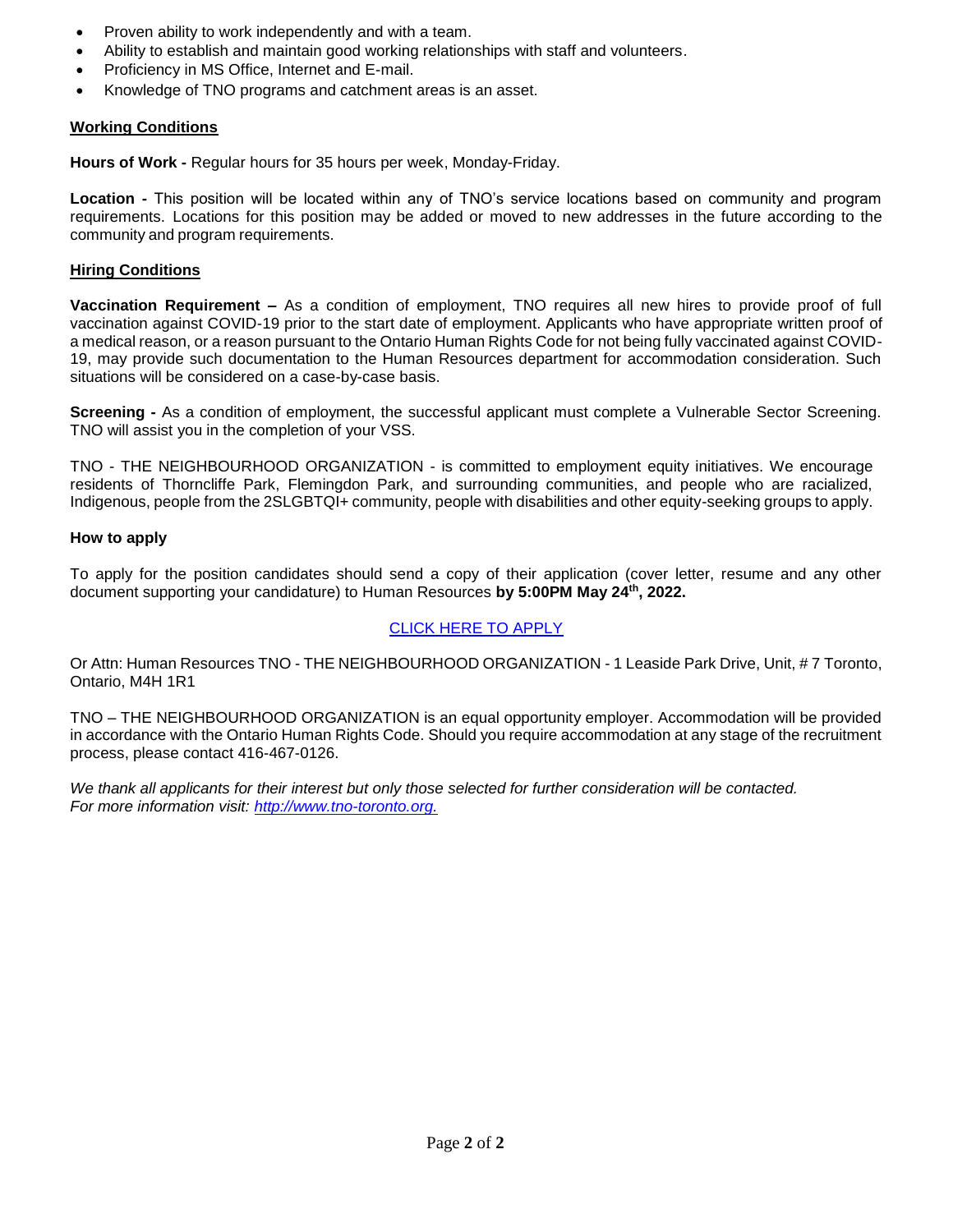- Proven ability to work independently and with a team.
- Ability to establish and maintain good working relationships with staff and volunteers.
- Proficiency in MS Office, Internet and E-mail.
- Knowledge of TNO programs and catchment areas is an asset.

## Working Conditions

**Hours of Work -** Regular hours for 35 hours per week, Monday-Friday.

**Location -** This position will be located within any of TNO's service locations based on community and program requirements. Locations for this position may be added or moved to new addresses in the future according to the community and program requirements.

## Hiring Conditions

**Vaccination Requirement –** As a condition of employment, TNO requires all new hires to provide proof of full vaccination against COVID-19 prior to the start date of employment. Applicants who have appropriate written proof of a medical reason, or a reason pursuant to the Ontario Human Rights Code for not being fully vaccinated against COVID-19, may provide such documentation to the Human Resources department for accommodation consideration. Such situations will be considered on a case-by-case basis.

**Screening -** As a condition of employment, the successful applicant must complete a Vulnerable Sector Screening. TNO will assist you in the completion of your VSS.

TNO - THE NEIGHBOURHOOD ORGANIZATION - is committed to employment equity initiatives. We encourage residents of Thorncliffe Park, Flemingdon Park, and surrounding communities, and people who are racialized, Indigenous, people from the 2SLGBTQI+ community, people with disabilities and other equity-seeking groups to apply.

**How to apply**

To apply for the position candidates should send a copy of their application (cover letter, resume and any other document supporting your candidature) to Human Resources **by 5:00PM May 24th, 2022.**

CLICK HERE TO APPLY

Or Attn: Human Resources TNO - THE NEIGHBOURHOOD ORGANIZATION - 1 Leaside Park Drive, Unit, # 7 Toronto, Ontario, M4H 1R1

TNO – THE NEIGHBOURHOOD ORGANIZATION is an equal opportunity employer. Accommodation will be provided in accordance with the Ontario Human Rights Code. Should you require accommodation at any stage of the recruitment process, please contact 416-467-0126.

*We thank all applicants for their interest but only those selected for further consideration will be contacted.*
*For more information visit: http://www.tno-toronto.org.*